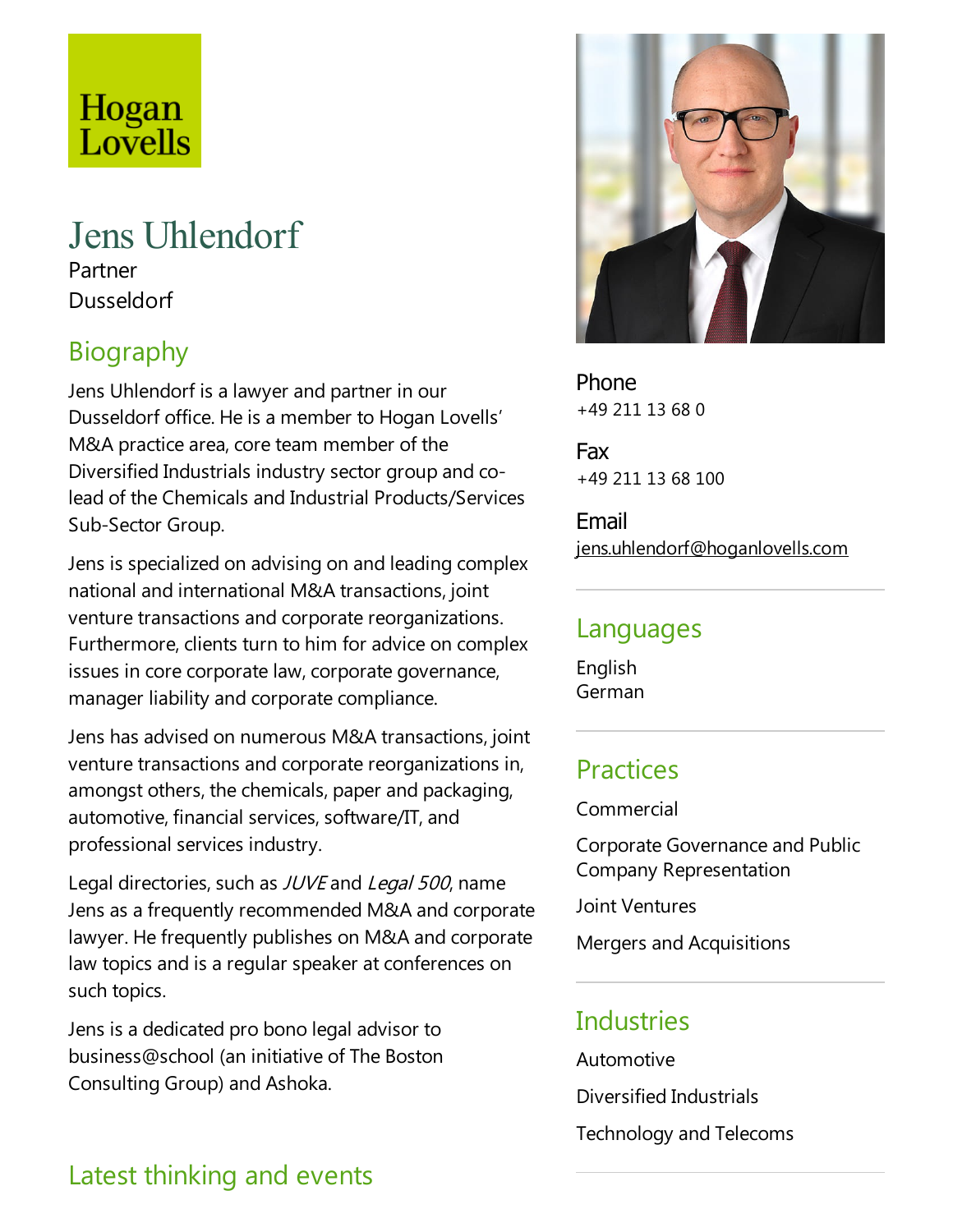Hogan Lovells

# Jens Uhlendorf

Partner

Dusseldorf

## Biography

Jens Uhlendorf is a lawyer and partner in our Dusseldorf office. He is a member to Hogan Lovells' M&A practice area, core team member of the Diversified Industrials industry sector group and co-lead of the Chemicals and Industrial Products/Services Sub-Sector Group.

Jens is specialized on advising on and leading complex national and international M&A transactions, joint venture transactions and corporate reorganizations. Furthermore, clients turn to him for advice on complex issues in core corporate law, corporate governance, manager liability and corporate compliance.

Jens has advised on numerous M&A transactions, joint venture transactions and corporate reorganizations in, amongst others, the chemicals, paper and packaging, automotive, financial services, software/IT, and professional services industry.

Legal directories, such as *JUVE* and *Legal 500*, name Jens as a frequently recommended M&A and corporate lawyer. He frequently publishes on M&A and corporate law topics and is a regular speaker at conferences on such topics.

Jens is a dedicated pro bono legal advisor to business@school (an initiative of The Boston Consulting Group) and Ashoka.

**Phone**
+49 211 13 68 0

**Fax**
+49 211 13 68 100

**Email**
jens.uhlendorf@hoganlovells.com

## Languages

English
German

## Practices

Commercial

Corporate Governance and Public Company Representation

Joint Ventures

Mergers and Acquisitions

## Industries

Automotive

Diversified Industrials

Technology and Telecoms

## Latest thinking and events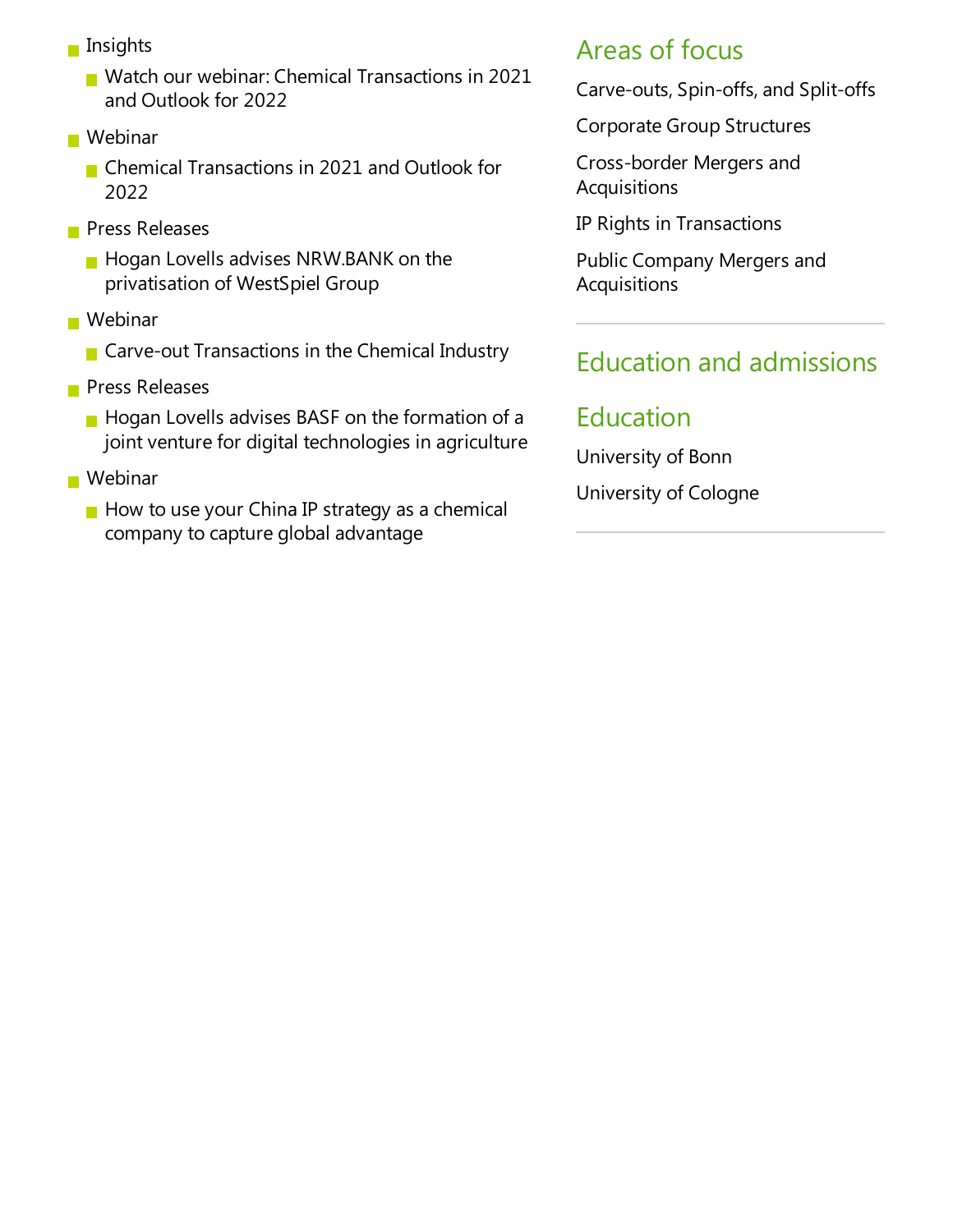- Insights
  - Watch our webinar: Chemical Transactions in 2021 and Outlook for 2022
- Webinar
  - Chemical Transactions in 2021 and Outlook for 2022
- Press Releases
  - Hogan Lovells advises NRW.BANK on the privatisation of WestSpiel Group
- Webinar
  - Carve-out Transactions in the Chemical Industry
- Press Releases
  - Hogan Lovells advises BASF on the formation of a joint venture for digital technologies in agriculture
- Webinar
  - How to use your China IP strategy as a chemical company to capture global advantage

## Areas of focus

Carve-outs, Spin-offs, and Split-offs

Corporate Group Structures

Cross-border Mergers and Acquisitions

IP Rights in Transactions

Public Company Mergers and Acquisitions

## Education and admissions

## Education

University of Bonn

University of Cologne